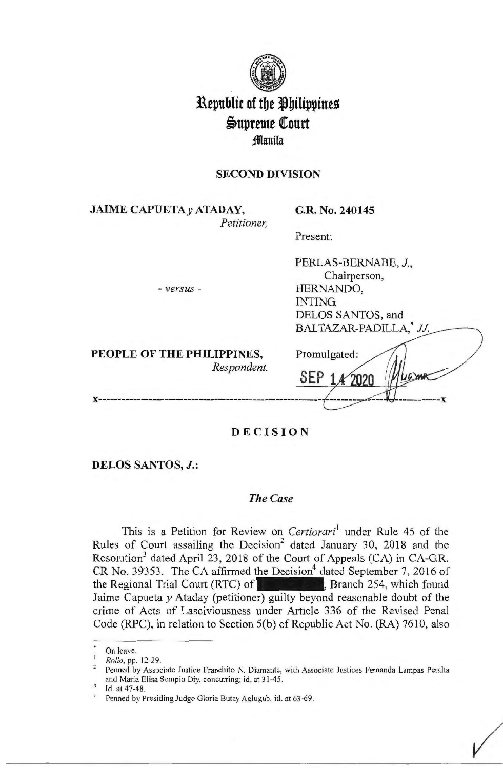# Republic of the Philippines
# Supreme Court
# Manila

**SECOND DIVISION**

**JAIME CAPUETA *y* ATADAY,**
*Petitioner,*

- *versus* -

**PEOPLE OF THE PHILIPPINES,**
*Respondent.*

**G.R. No. 240145**

Present:

PERLAS-BERNABE, *J.*,
Chairperson,
HERNANDO,
INTING,
DELOS SANTOS, and
BALTAZAR-PADILLA,* *JJ.*

Promulgated:

SEP 14 2020

x-----------------------------------------------------------------------------------------x

## DECISION

**DELOS SANTOS, *J.*:**

### *The Case*

This is a Petition for Review on *Certiorari*[1] under Rule 45 of the Rules of Court assailing the Decision[2] dated January 30, 2018 and the Resolution[3] dated April 23, 2018 of the Court of Appeals (CA) in CA-G.R. CR No. 39353. The CA affirmed the Decision[4] dated September 7, 2016 of the Regional Trial Court (RTC) of ████████, Branch 254, which found Jaime Capueta *y* Ataday (petitioner) guilty beyond reasonable doubt of the crime of Acts of Lasciviousness under Article 336 of the Revised Penal Code (RPC), in relation to Section 5(b) of Republic Act No. (RA) 7610, also

---

\* On leave.

[1] *Rollo*, pp. 12-29.

[2] Penned by Associate Justice Franchito N. Diamante, with Associate Justices Fernanda Lampas Peralta and Maria Elisa Sempio Diy, concurring; id. at 31-45.

[3] Id. at 47-48.

[4] Penned by Presiding Judge Gloria Butay Aglugub, id. at 63-69.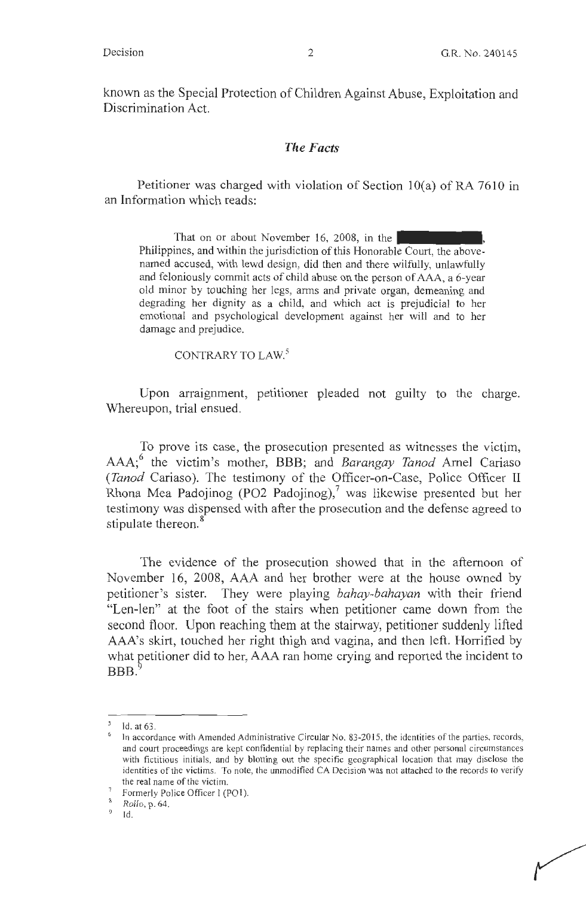known as the Special Protection of Children Against Abuse, Exploitation and Discrimination Act.

## *The Facts*

Petitioner was charged with violation of Section 10(a) of RA 7610 in an Information which reads:

> That on or about November 16, 2008, in the [redacted], Philippines, and within the jurisdiction of this Honorable Court, the above-named accused, with lewd design, did then and there wilfully, unlawfully and feloniously commit acts of child abuse on the person of AAA, a 6-year old minor by touching her legs, arms and private organ, demeaning and degrading her dignity as a child, and which act is prejudicial to her emotional and psychological development against her will and to her damage and prejudice.
>
> CONTRARY TO LAW.[5]

Upon arraignment, petitioner pleaded not guilty to the charge. Whereupon, trial ensued.

To prove its case, the prosecution presented as witnesses the victim, AAA;[6] the victim's mother, BBB; and *Barangay Tanod* Arnel Cariaso (*Tanod* Cariaso). The testimony of the Officer-on-Case, Police Officer II Rhona Mea Padojinog (PO2 Padojinog),[7] was likewise presented but her testimony was dispensed with after the prosecution and the defense agreed to stipulate thereon.[8]

The evidence of the prosecution showed that in the afternoon of November 16, 2008, AAA and her brother were at the house owned by petitioner's sister. They were playing *bahay-bahayan* with their friend "Len-len" at the foot of the stairs when petitioner came down from the second floor. Upon reaching them at the stairway, petitioner suddenly lifted AAA's skirt, touched her right thigh and vagina, and then left. Horrified by what petitioner did to her, AAA ran home crying and reported the incident to BBB.[9]

---

[5] Id. at 63.

[6] In accordance with Amended Administrative Circular No. 83-2015, the identities of the parties, records, and court proceedings are kept confidential by replacing their names and other personal circumstances with fictitious initials, and by blotting out the specific geographical location that may disclose the identities of the victims. To note, the unmodified CA Decision was not attached to the records to verify the real name of the victim.

[7] Formerly Police Officer I (PO1).

[8] *Rollo*, p. 64.

[9] Id.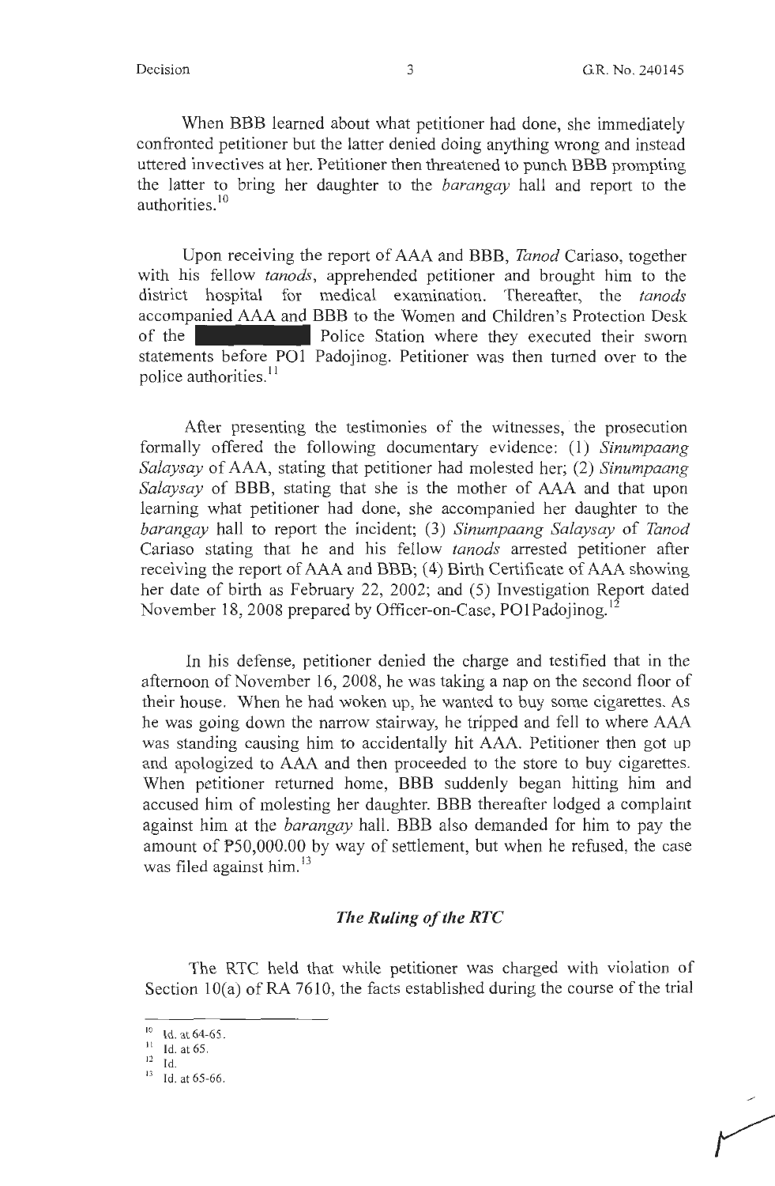When BBB learned about what petitioner had done, she immediately confronted petitioner but the latter denied doing anything wrong and instead uttered invectives at her. Petitioner then threatened to punch BBB prompting the latter to bring her daughter to the *barangay* hall and report to the authorities.[10]

Upon receiving the report of AAA and BBB, *Tanod* Cariaso, together with his fellow *tanods*, apprehended petitioner and brought him to the district hospital for medical examination. Thereafter, the *tanods* accompanied AAA and BBB to the Women and Children's Protection Desk of the ██████████ Police Station where they executed their sworn statements before PO1 Padojinog. Petitioner was then turned over to the police authorities.[11]

After presenting the testimonies of the witnesses, the prosecution formally offered the following documentary evidence: (1) *Sinumpaang Salaysay* of AAA, stating that petitioner had molested her; (2) *Sinumpaang Salaysay* of BBB, stating that she is the mother of AAA and that upon learning what petitioner had done, she accompanied her daughter to the *barangay* hall to report the incident; (3) *Sinumpaang Salaysay* of *Tanod* Cariaso stating that he and his fellow *tanods* arrested petitioner after receiving the report of AAA and BBB; (4) Birth Certificate of AAA showing her date of birth as February 22, 2002; and (5) Investigation Report dated November 18, 2008 prepared by Officer-on-Case, PO1Padojinog.[12]

In his defense, petitioner denied the charge and testified that in the afternoon of November 16, 2008, he was taking a nap on the second floor of their house. When he had woken up, he wanted to buy some cigarettes. As he was going down the narrow stairway, he tripped and fell to where AAA was standing causing him to accidentally hit AAA. Petitioner then got up and apologized to AAA and then proceeded to the store to buy cigarettes. When petitioner returned home, BBB suddenly began hitting him and accused him of molesting her daughter. BBB thereafter lodged a complaint against him at the *barangay* hall. BBB also demanded for him to pay the amount of ₱50,000.00 by way of settlement, but when he refused, the case was filed against him.[13]

### *The Ruling of the RTC*

The RTC held that while petitioner was charged with violation of Section 10(a) of RA 7610, the facts established during the course of the trial

---

[10] Id. at 64-65.

[11] Id. at 65.

[12] Id.

[13] Id. at 65-66.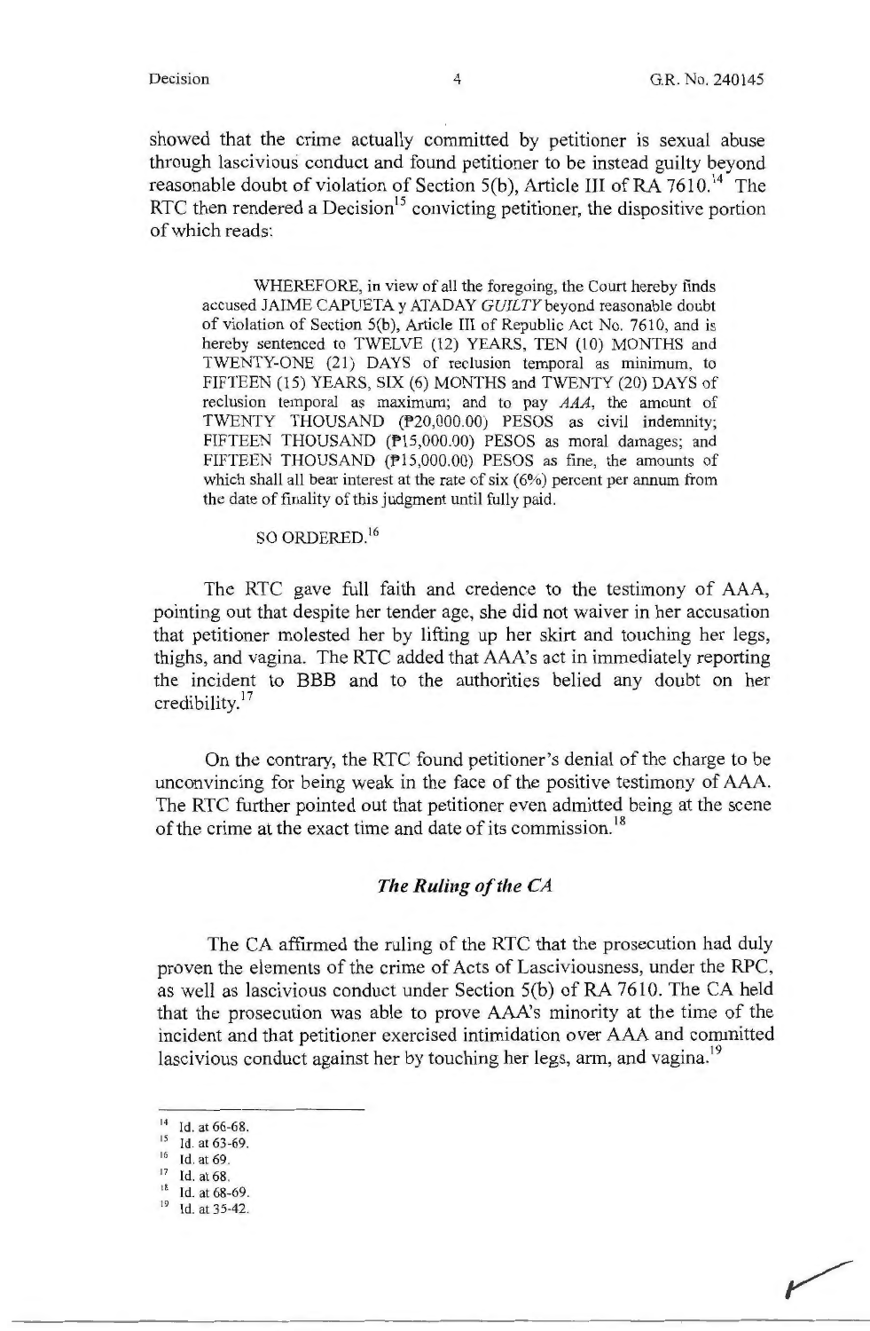showed that the crime actually committed by petitioner is sexual abuse through lascivious conduct and found petitioner to be instead guilty beyond reasonable doubt of violation of Section 5(b), Article III of RA 7610.[14] The RTC then rendered a Decision[15] convicting petitioner, the dispositive portion of which reads:

> WHEREFORE, in view of all the foregoing, the Court hereby finds accused JAIME CAPUETA y ATADAY *GUILTY* beyond reasonable doubt of violation of Section 5(b), Article III of Republic Act No. 7610, and is hereby sentenced to TWELVE (12) YEARS, TEN (10) MONTHS and TWENTY-ONE (21) DAYS of reclusion temporal as minimum, to FIFTEEN (15) YEARS, SIX (6) MONTHS and TWENTY (20) DAYS of reclusion temporal as maximum; and to pay *AAA*, the amount of TWENTY THOUSAND (₱20,000.00) PESOS as civil indemnity; FIFTEEN THOUSAND (₱15,000.00) PESOS as moral damages; and FIFTEEN THOUSAND (₱15,000.00) PESOS as fine, the amounts of which shall all bear interest at the rate of six (6%) percent per annum from the date of finality of this judgment until fully paid.
>
> SO ORDERED.[16]

The RTC gave full faith and credence to the testimony of AAA, pointing out that despite her tender age, she did not waiver in her accusation that petitioner molested her by lifting up her skirt and touching her legs, thighs, and vagina. The RTC added that AAA's act in immediately reporting the incident to BBB and to the authorities belied any doubt on her credibility.[17]

On the contrary, the RTC found petitioner's denial of the charge to be unconvincing for being weak in the face of the positive testimony of AAA. The RTC further pointed out that petitioner even admitted being at the scene of the crime at the exact time and date of its commission.[18]

### *The Ruling of the CA*

The CA affirmed the ruling of the RTC that the prosecution had duly proven the elements of the crime of Acts of Lasciviousness, under the RPC, as well as lascivious conduct under Section 5(b) of RA 7610. The CA held that the prosecution was able to prove AAA's minority at the time of the incident and that petitioner exercised intimidation over AAA and committed lascivious conduct against her by touching her legs, arm, and vagina.[19]

---

[14] Id. at 66-68.
[15] Id. at 63-69.
[16] Id. at 69.
[17] Id. at 68.
[18] Id. at 68-69.
[19] Id. at 35-42.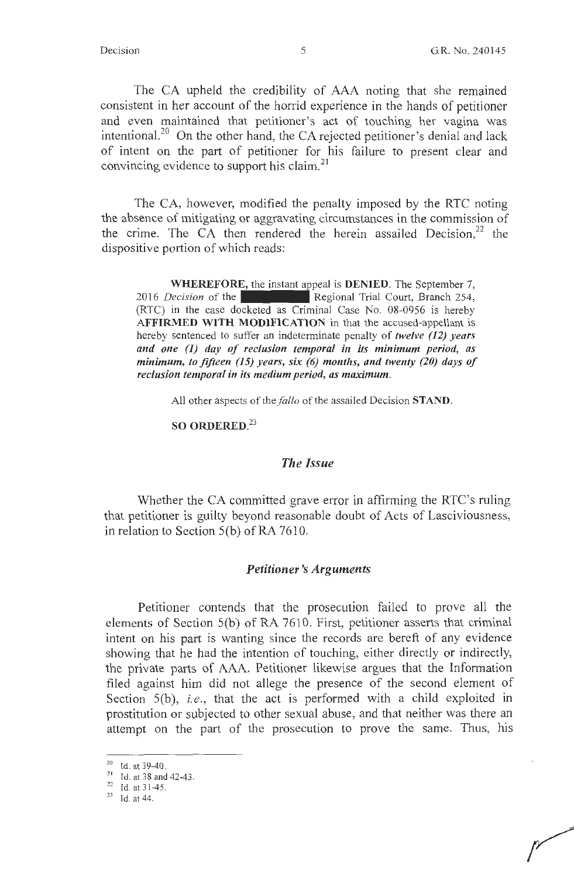The CA upheld the credibility of AAA noting that she remained consistent in her account of the horrid experience in the hands of petitioner and even maintained that petitioner's act of touching her vagina was intentional.[20] On the other hand, the CA rejected petitioner's denial and lack of intent on the part of petitioner for his failure to present clear and convincing evidence to support his claim.[21]

The CA, however, modified the penalty imposed by the RTC noting the absence of mitigating or aggravating circumstances in the commission of the crime. The CA then rendered the herein assailed Decision,[22] the dispositive portion of which reads:

> **WHEREFORE,** the instant appeal is **DENIED**. The September 7, 2016 *Decision* of the ██████ Regional Trial Court, Branch 254, (RTC) in the case docketed as Criminal Case No. 08-0956 is hereby **AFFIRMED WITH MODIFICATION** in that the accused-appellant is hereby sentenced to suffer an indeterminate penalty of ***twelve (12) years and one (1) day of reclusion temporal in its minimum period, as minimum, to fifteen (15) years, six (6) months, and twenty (20) days of reclusion temporal in its medium period, as maximum.***
>
> All other aspects of the *fallo* of the assailed Decision **STAND**.
>
> **SO ORDERED.**[23]

## *The Issue*

Whether the CA committed grave error in affirming the RTC's ruling that petitioner is guilty beyond reasonable doubt of Acts of Lasciviousness, in relation to Section 5(b) of RA 7610.

## *Petitioner's Arguments*

Petitioner contends that the prosecution failed to prove all the elements of Section 5(b) of RA 7610. First, petitioner asserts that criminal intent on his part is wanting since the records are bereft of any evidence showing that he had the intention of touching, either directly or indirectly, the private parts of AAA. Petitioner likewise argues that the Information filed against him did not allege the presence of the second element of Section 5(b), *i.e.*, that the act is performed with a child exploited in prostitution or subjected to other sexual abuse, and that neither was there an attempt on the part of the prosecution to prove the same. Thus, his

---

[20] Id. at 39-40.

[21] Id. at 38 and 42-43.

[22] Id. at 31-45.

[23] Id. at 44.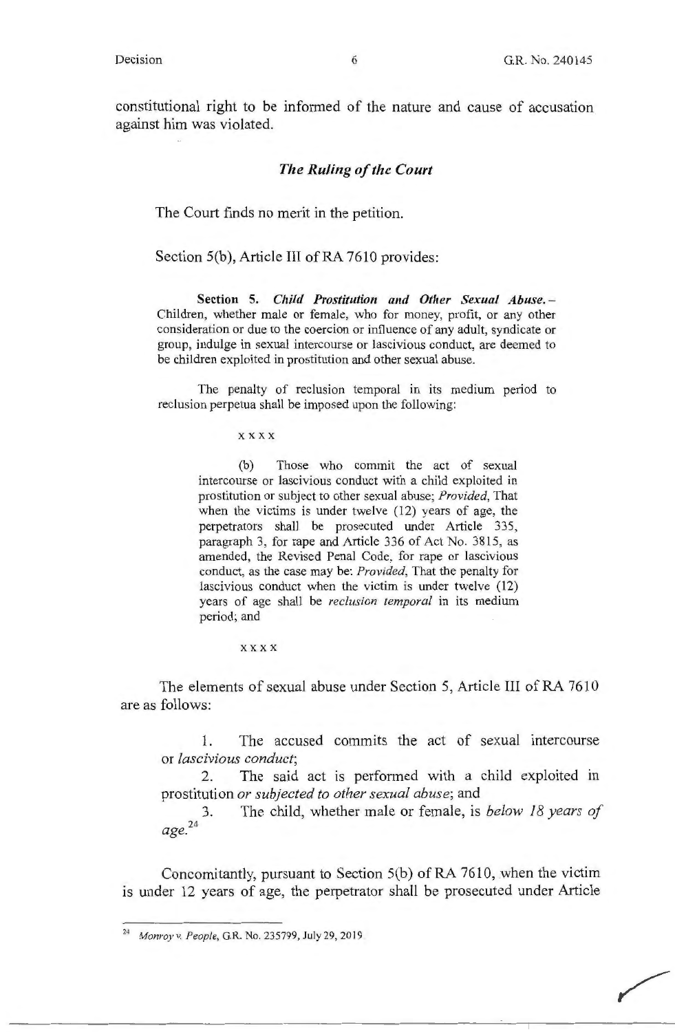constitutional right to be informed of the nature and cause of accusation against him was violated.

### *The Ruling of the Court*

The Court finds no merit in the petition.

Section 5(b), Article III of RA 7610 provides:

> **Section 5.** ***Child Prostitution and Other Sexual Abuse.*** – Children, whether male or female, who for money, profit, or any other consideration or due to the coercion or influence of any adult, syndicate or group, indulge in sexual intercourse or lascivious conduct, are deemed to be children exploited in prostitution and other sexual abuse.
>
> The penalty of reclusion temporal in its medium period to reclusion perpetua shall be imposed upon the following:
>
> x x x x
>
> (b) Those who commit the act of sexual intercourse or lascivious conduct with a child exploited in prostitution or subject to other sexual abuse; *Provided*, That when the victims is under twelve (12) years of age, the perpetrators shall be prosecuted under Article 335, paragraph 3, for rape and Article 336 of Act No. 3815, as amended, the Revised Penal Code, for rape or lascivious conduct, as the case may be: *Provided*, That the penalty for lascivious conduct when the victim is under twelve (12) years of age shall be *reclusion temporal* in its medium period; and
>
> x x x x

The elements of sexual abuse under Section 5, Article III of RA 7610 are as follows:

> 1. The accused commits the act of sexual intercourse or *lascivious conduct*;
> 2. The said act is performed with a child exploited in prostitution *or subjected to other sexual abuse*; and
> 3. The child, whether male or female, is *below 18 years of age.*[24]

Concomitantly, pursuant to Section 5(b) of RA 7610, when the victim is under 12 years of age, the perpetrator shall be prosecuted under Article

---

[24] *Monroy v. People*, G.R. No. 235799, July 29, 2019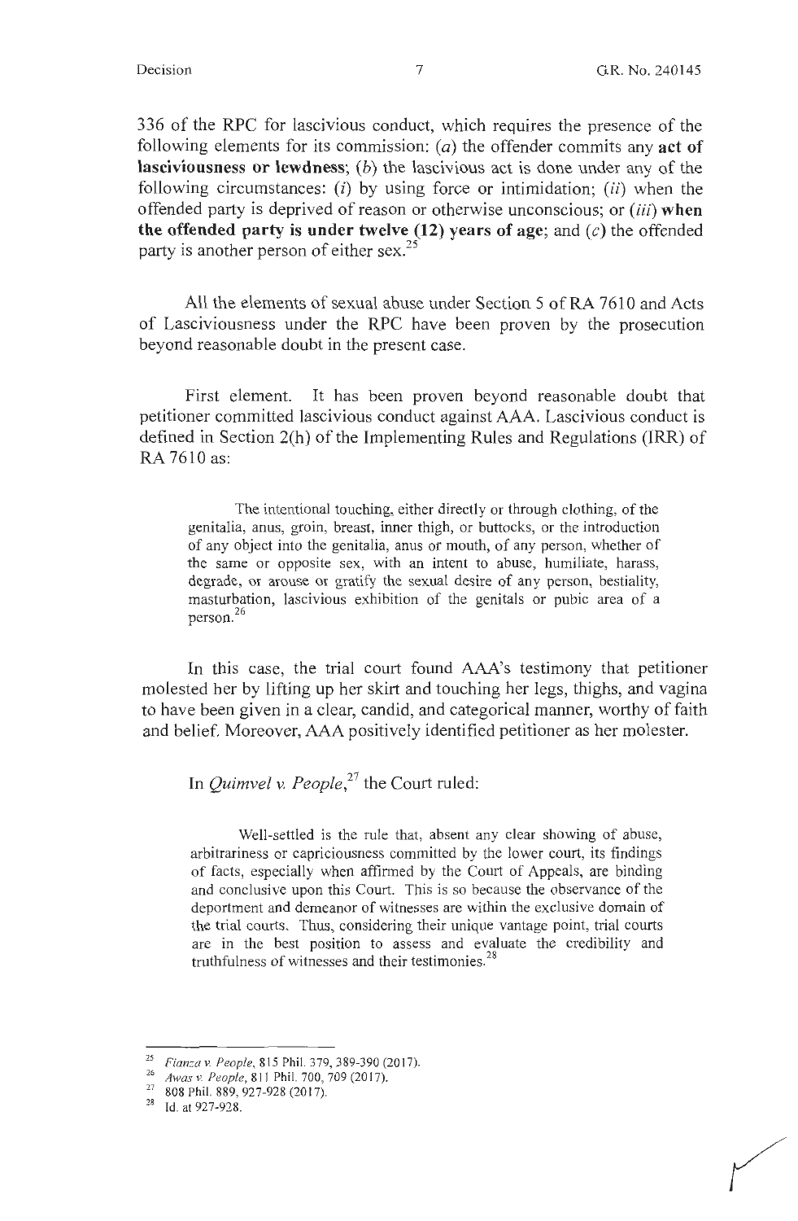336 of the RPC for lascivious conduct, which requires the presence of the following elements for its commission: (*a*) the offender commits any **act of lasciviousness or lewdness**; (*b*) the lascivious act is done under any of the following circumstances: (*i*) by using force or intimidation; (*ii*) when the offended party is deprived of reason or otherwise unconscious; or (*iii*) **when the offended party is under twelve (12) years of age**; and (*c*) the offended party is another person of either sex.[25]

All the elements of sexual abuse under Section 5 of RA 7610 and Acts of Lasciviousness under the RPC have been proven by the prosecution beyond reasonable doubt in the present case.

First element. It has been proven beyond reasonable doubt that petitioner committed lascivious conduct against AAA. Lascivious conduct is defined in Section 2(h) of the Implementing Rules and Regulations (IRR) of RA 7610 as:

> The intentional touching, either directly or through clothing, of the genitalia, anus, groin, breast, inner thigh, or buttocks, or the introduction of any object into the genitalia, anus or mouth, of any person, whether of the same or opposite sex, with an intent to abuse, humiliate, harass, degrade, or arouse or gratify the sexual desire of any person, bestiality, masturbation, lascivious exhibition of the genitals or pubic area of a person.[26]

In this case, the trial court found AAA's testimony that petitioner molested her by lifting up her skirt and touching her legs, thighs, and vagina to have been given in a clear, candid, and categorical manner, worthy of faith and belief. Moreover, AAA positively identified petitioner as her molester.

In *Quimvel v. People*,[27] the Court ruled:

> Well-settled is the rule that, absent any clear showing of abuse, arbitrariness or capriciousness committed by the lower court, its findings of facts, especially when affirmed by the Court of Appeals, are binding and conclusive upon this Court. This is so because the observance of the deportment and demeanor of witnesses are within the exclusive domain of the trial courts. Thus, considering their unique vantage point, trial courts are in the best position to assess and evaluate the credibility and truthfulness of witnesses and their testimonies.[28]

---

[25] *Fianza v. People*, 815 Phil. 379, 389-390 (2017).

[26] *Awas v. People*, 811 Phil. 700, 709 (2017).

[27] 808 Phil. 889, 927-928 (2017).

[28] Id. at 927-928.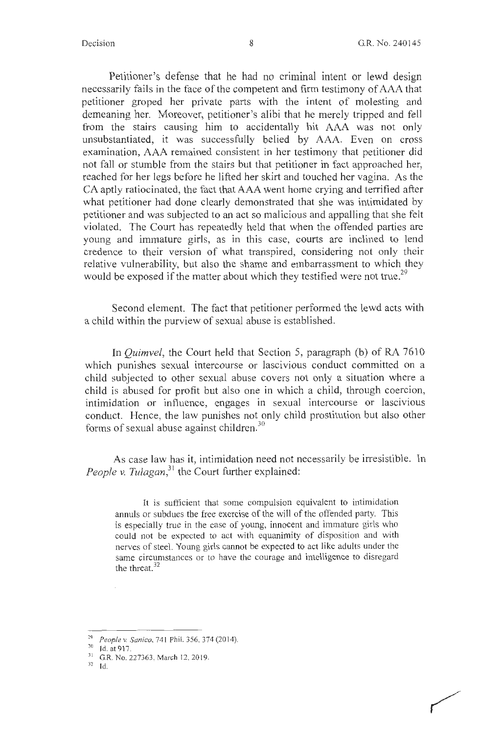Petitioner's defense that he had no criminal intent or lewd design necessarily fails in the face of the competent and firm testimony of AAA that petitioner groped her private parts with the intent of molesting and demeaning her. Moreover, petitioner's alibi that he merely tripped and fell from the stairs causing him to accidentally hit AAA was not only unsubstantiated, it was successfully belied by AAA. Even on cross examination, AAA remained consistent in her testimony that petitioner did not fall or stumble from the stairs but that petitioner in fact approached her, reached for her legs before he lifted her skirt and touched her vagina. As the CA aptly ratiocinated, the fact that AAA went home crying and terrified after what petitioner had done clearly demonstrated that she was intimidated by petitioner and was subjected to an act so malicious and appalling that she felt violated. The Court has repeatedly held that when the offended parties are young and immature girls, as in this case, courts are inclined to lend credence to their version of what transpired, considering not only their relative vulnerability, but also the shame and embarrassment to which they would be exposed if the matter about which they testified were not true.[29]

Second element. The fact that petitioner performed the lewd acts with a child within the purview of sexual abuse is established.

In *Quimvel*, the Court held that Section 5, paragraph (b) of RA 7610 which punishes sexual intercourse or lascivious conduct committed on a child subjected to other sexual abuse covers not only a situation where a child is abused for profit but also one in which a child, through coercion, intimidation or influence, engages in sexual intercourse or lascivious conduct. Hence, the law punishes not only child prostitution but also other forms of sexual abuse against children.[30]

As case law has it, intimidation need not necessarily be irresistible. In *People v. Tulagan*,[31] the Court further explained:

> It is sufficient that some compulsion equivalent to intimidation annuls or subdues the free exercise of the will of the offended party. This is especially true in the case of young, innocent and immature girls who could not be expected to act with equanimity of disposition and with nerves of steel. Young girls cannot be expected to act like adults under the same circumstances or to have the courage and intelligence to disregard the threat.[32]

---

[29] *People v. Sanico*, 741 Phil. 356, 374 (2014).

[30] Id. at 917.

[31] G.R. No. 227363, March 12, 2019.

[32] Id.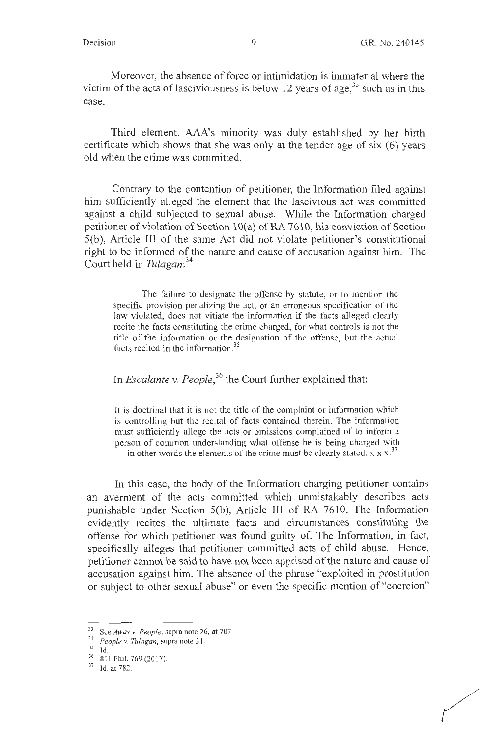Moreover, the absence of force or intimidation is immaterial where the victim of the acts of lasciviousness is below 12 years of age,[33] such as in this case.

Third element. AAA's minority was duly established by her birth certificate which shows that she was only at the tender age of six (6) years old when the crime was committed.

Contrary to the contention of petitioner, the Information filed against him sufficiently alleged the element that the lascivious act was committed against a child subjected to sexual abuse. While the Information charged petitioner of violation of Section 10(a) of RA 7610, his conviction of Section 5(b), Article III of the same Act did not violate petitioner's constitutional right to be informed of the nature and cause of accusation against him. The Court held in *Tulagan*:[34]

> The failure to designate the offense by statute, or to mention the specific provision penalizing the act, or an erroneous specification of the law violated, does not vitiate the information if the facts alleged clearly recite the facts constituting the crime charged, for what controls is not the title of the information or the designation of the offense, but the actual facts recited in the information.[35]

In *Escalante v. People*,[36] the Court further explained that:

> It is doctrinal that it is not the title of the complaint or information which is controlling but the recital of facts contained therein. The information must sufficiently allege the acts or omissions complained of to inform a person of common understanding what offense he is being charged with — in other words the elements of the crime must be clearly stated. x x x.[37]

In this case, the body of the Information charging petitioner contains an averment of the acts committed which unmistakably describes acts punishable under Section 5(b), Article III of RA 7610. The Information evidently recites the ultimate facts and circumstances constituting the offense for which petitioner was found guilty of. The Information, in fact, specifically alleges that petitioner committed acts of child abuse. Hence, petitioner cannot be said to have not been apprised of the nature and cause of accusation against him. The absence of the phrase "exploited in prostitution or subject to other sexual abuse" or even the specific mention of "coercion"

---

[33] See *Awas v. People*, supra note 26, at 707.

[34] *People v. Tulagan*, supra note 31.

[35] Id.

[36] 811 Phil. 769 (2017).

[37] Id. at 782.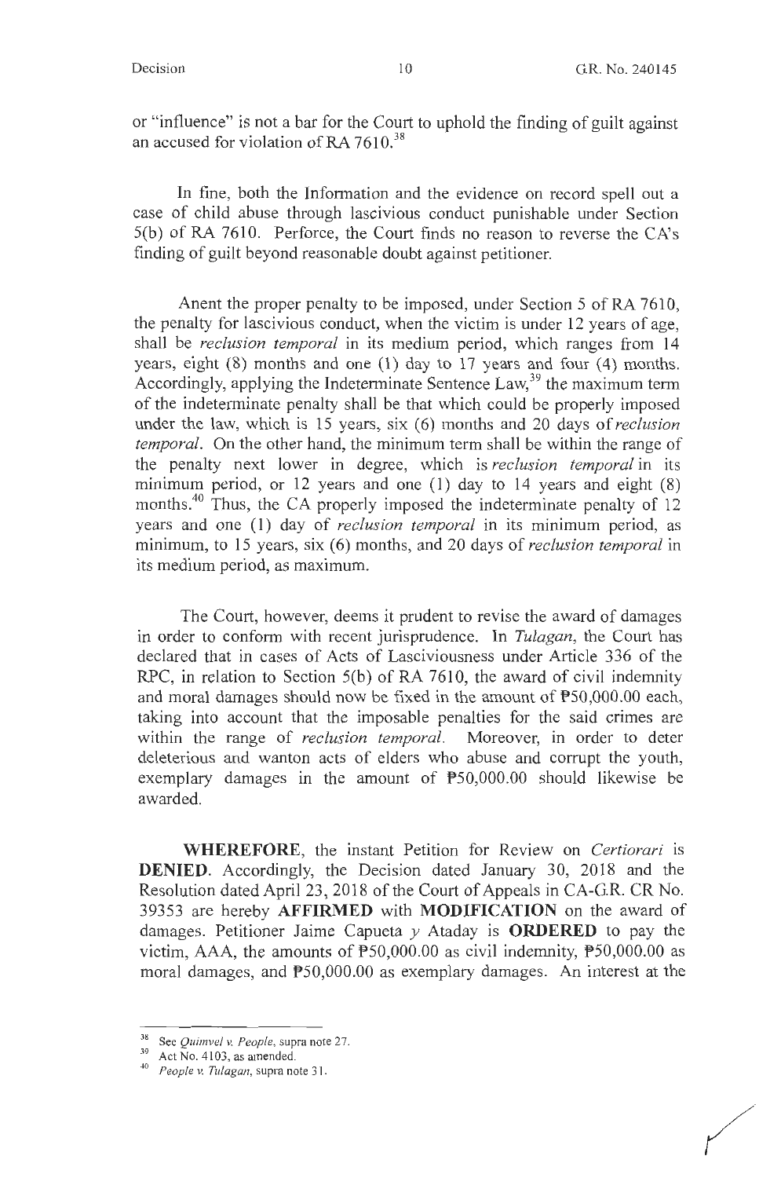or "influence" is not a bar for the Court to uphold the finding of guilt against an accused for violation of RA 7610.[38]

In fine, both the Information and the evidence on record spell out a case of child abuse through lascivious conduct punishable under Section 5(b) of RA 7610. Perforce, the Court finds no reason to reverse the CA's finding of guilt beyond reasonable doubt against petitioner.

Anent the proper penalty to be imposed, under Section 5 of RA 7610, the penalty for lascivious conduct, when the victim is under 12 years of age, shall be *reclusion temporal* in its medium period, which ranges from 14 years, eight (8) months and one (1) day to 17 years and four (4) months. Accordingly, applying the Indeterminate Sentence Law,[39] the maximum term of the indeterminate penalty shall be that which could be properly imposed under the law, which is 15 years, six (6) months and 20 days of *reclusion temporal*. On the other hand, the minimum term shall be within the range of the penalty next lower in degree, which is *reclusion temporal* in its minimum period, or 12 years and one (1) day to 14 years and eight (8) months.[40] Thus, the CA properly imposed the indeterminate penalty of 12 years and one (1) day of *reclusion temporal* in its minimum period, as minimum, to 15 years, six (6) months, and 20 days of *reclusion temporal* in its medium period, as maximum.

The Court, however, deems it prudent to revise the award of damages in order to conform with recent jurisprudence. In *Tulagan*, the Court has declared that in cases of Acts of Lasciviousness under Article 336 of the RPC, in relation to Section 5(b) of RA 7610, the award of civil indemnity and moral damages should now be fixed in the amount of ₱50,000.00 each, taking into account that the imposable penalties for the said crimes are within the range of *reclusion temporal*. Moreover, in order to deter deleterious and wanton acts of elders who abuse and corrupt the youth, exemplary damages in the amount of ₱50,000.00 should likewise be awarded.

**WHEREFORE**, the instant Petition for Review on *Certiorari* is **DENIED**. Accordingly, the Decision dated January 30, 2018 and the Resolution dated April 23, 2018 of the Court of Appeals in CA-G.R. CR No. 39353 are hereby **AFFIRMED** with **MODIFICATION** on the award of damages. Petitioner Jaime Capueta *y* Ataday is **ORDERED** to pay the victim, AAA, the amounts of ₱50,000.00 as civil indemnity, ₱50,000.00 as moral damages, and ₱50,000.00 as exemplary damages. An interest at the

---

[38] See *Quimvel v. People*, supra note 27.

[39] Act No. 4103, as amended.

[40] *People v. Tulagan*, supra note 31.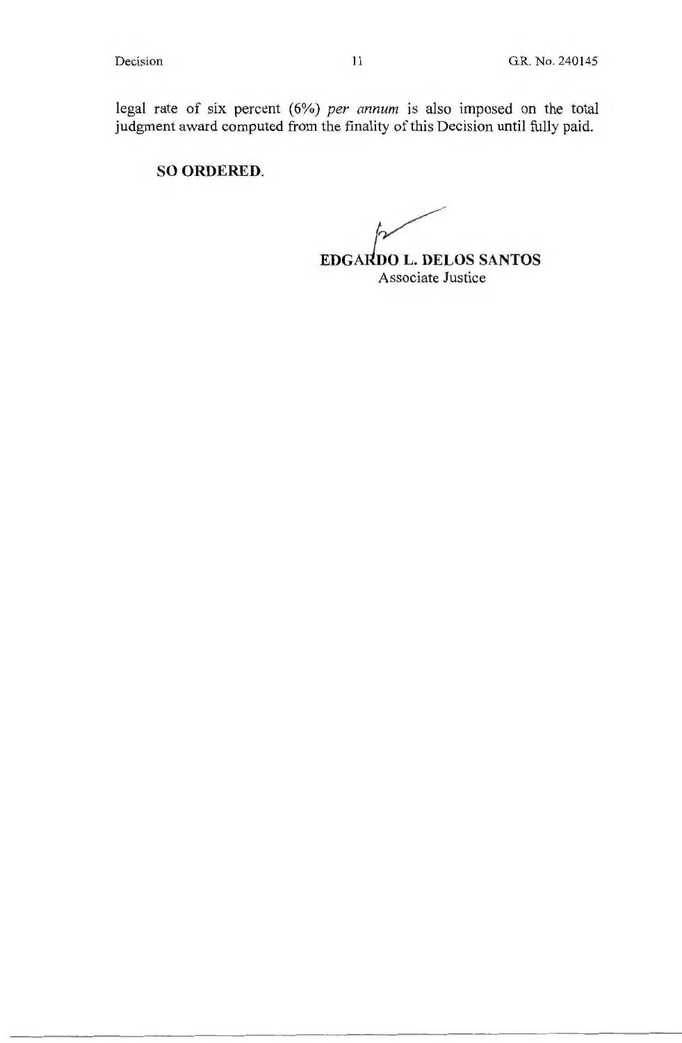legal rate of six percent (6%) *per annum* is also imposed on the total judgment award computed from the finality of this Decision until fully paid.

**SO ORDERED.**

**EDGARDO L. DELOS SANTOS**
Associate Justice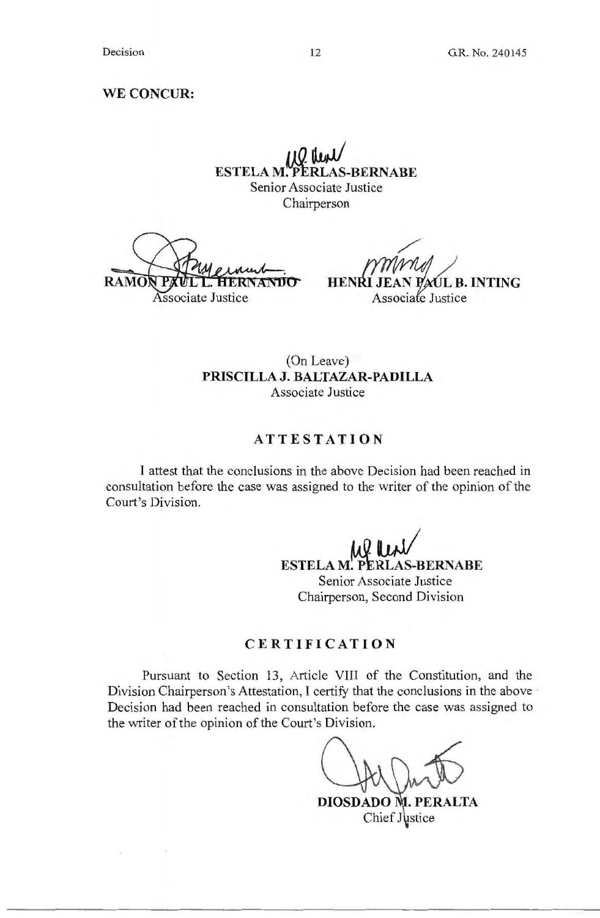**WE CONCUR:**

**ESTELA M. PERLAS-BERNABE**
Senior Associate Justice
Chairperson

**RAMON PAUL L. HERNANDO**
Associate Justice

**HENRI JEAN PAUL B. INTING**
Associate Justice

(On Leave)
**PRISCILLA J. BALTAZAR-PADILLA**
Associate Justice

## ATTESTATION

I attest that the conclusions in the above Decision had been reached in consultation before the case was assigned to the writer of the opinion of the Court's Division.

**ESTELA M. PERLAS-BERNABE**
Senior Associate Justice
Chairperson, Second Division

## CERTIFICATION

Pursuant to Section 13, Article VIII of the Constitution, and the Division Chairperson's Attestation, I certify that the conclusions in the above Decision had been reached in consultation before the case was assigned to the writer of the opinion of the Court's Division.

**DIOSDADO M. PERALTA**
Chief Justice